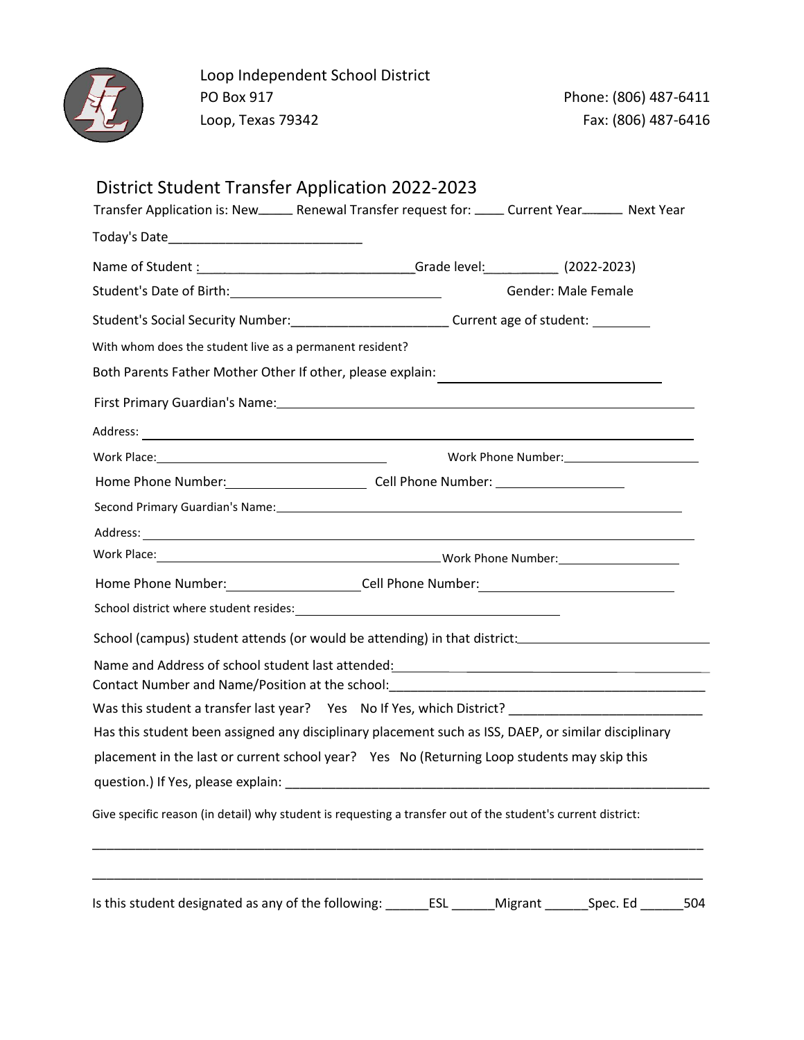Loop Independent School District
PO Box 917
Loop, Texas 79342

Phone: (806) 487-6411
Fax: (806) 487-6416

# District Student Transfer Application 2022-2023

Transfer Application is: New_____ Renewal Transfer request for: ____ Current Year______ Next Year

Today's Date___________________________

Name of Student :______________________________Grade level:__________ (2022-2023)

Student's Date of Birth:______________________________ Gender: Male Female

Student's Social Security Number:______________________ Current age of student: ________

With whom does the student live as a permanent resident?

Both Parents Father Mother Other If other, please explain: ______________________________

First Primary Guardian's Name:____________________________________________________________

Address: ____________________________________________________________________________

Work Place:___________________________________ Work Phone Number:_____________________

Home Phone Number:____________________ Cell Phone Number: __________________

Second Primary Guardian's Name:______________________________________________________

Address: ____________________________________________________________________________

Work Place:___________________________________________Work Phone Number:___________________

Home Phone Number:___________________Cell Phone Number:__________________________

School district where student resides:________________________________________

School (campus) student attends (or would be attending) in that district:____________________________

Name and Address of school student last attended:_______________________________________________
Contact Number and Name/Position at the school:_____________________________________________

Was this student a transfer last year? Yes No If Yes, which District? __________________________

Has this student been assigned any disciplinary placement such as ISS, DAEP, or similar disciplinary placement in the last or current school year? Yes No (Returning Loop students may skip this question.) If Yes, please explain: ____________________________________________________________

Give specific reason (in detail) why student is requesting a transfer out of the student's current district:

_____________________________________________________________________________________

_____________________________________________________________________________________

Is this student designated as any of the following: ______ESL ______Migrant ______Spec. Ed ______504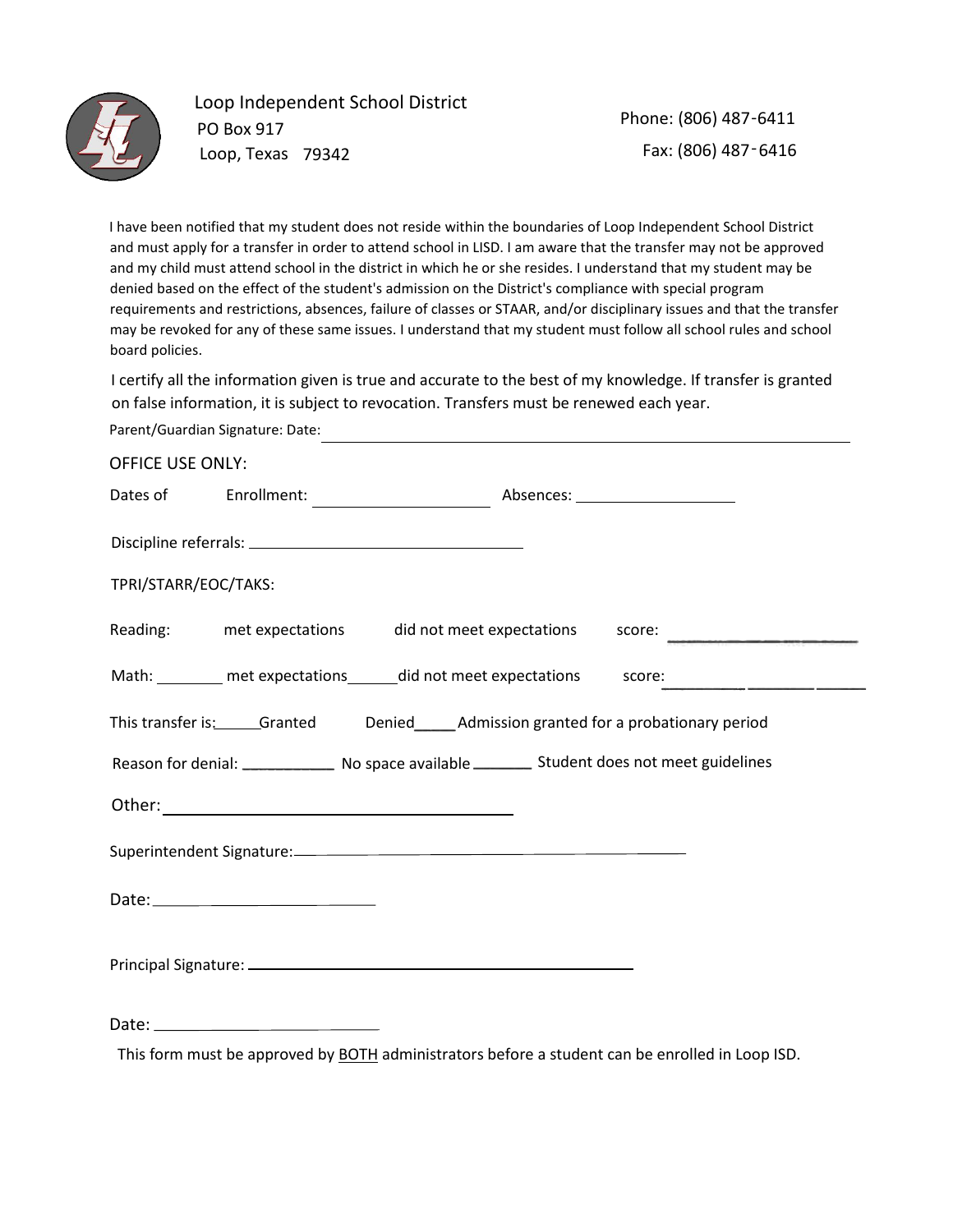Loop Independent School District
PO Box 917
Loop, Texas 79342

Phone: (806) 487-6411
Fax: (806) 487-6416

I have been notified that my student does not reside within the boundaries of Loop Independent School District and must apply for a transfer in order to attend school in LISD. I am aware that the transfer may not be approved and my child must attend school in the district in which he or she resides. I understand that my student may be denied based on the effect of the student's admission on the District's compliance with special program requirements and restrictions, absences, failure of classes or STAAR, and/or disciplinary issues and that the transfer may be revoked for any of these same issues. I understand that my student must follow all school rules and school board policies.

I certify all the information given is true and accurate to the best of my knowledge. If transfer is granted on false information, it is subject to revocation. Transfers must be renewed each year.

Parent/Guardian Signature: Date: ______________________________

OFFICE USE ONLY:

Dates of Enrollment: ____________ Absences: ____________

Discipline referrals: ____________

TPRI/STARR/EOC/TAKS:

Reading: met expectations did not meet expectations score: ____________

Math: ______ met expectations ______ did not meet expectations score: ____________

This transfer is: ______ Granted Denied ______ Admission granted for a probationary period

Reason for denial: ______ No space available ______ Student does not meet guidelines

Other: ______________________________

Superintendent Signature: ______________________________

Date: ____________

Principal Signature: ______________________________

Date: ____________

This form must be approved by BOTH administrators before a student can be enrolled in Loop ISD.